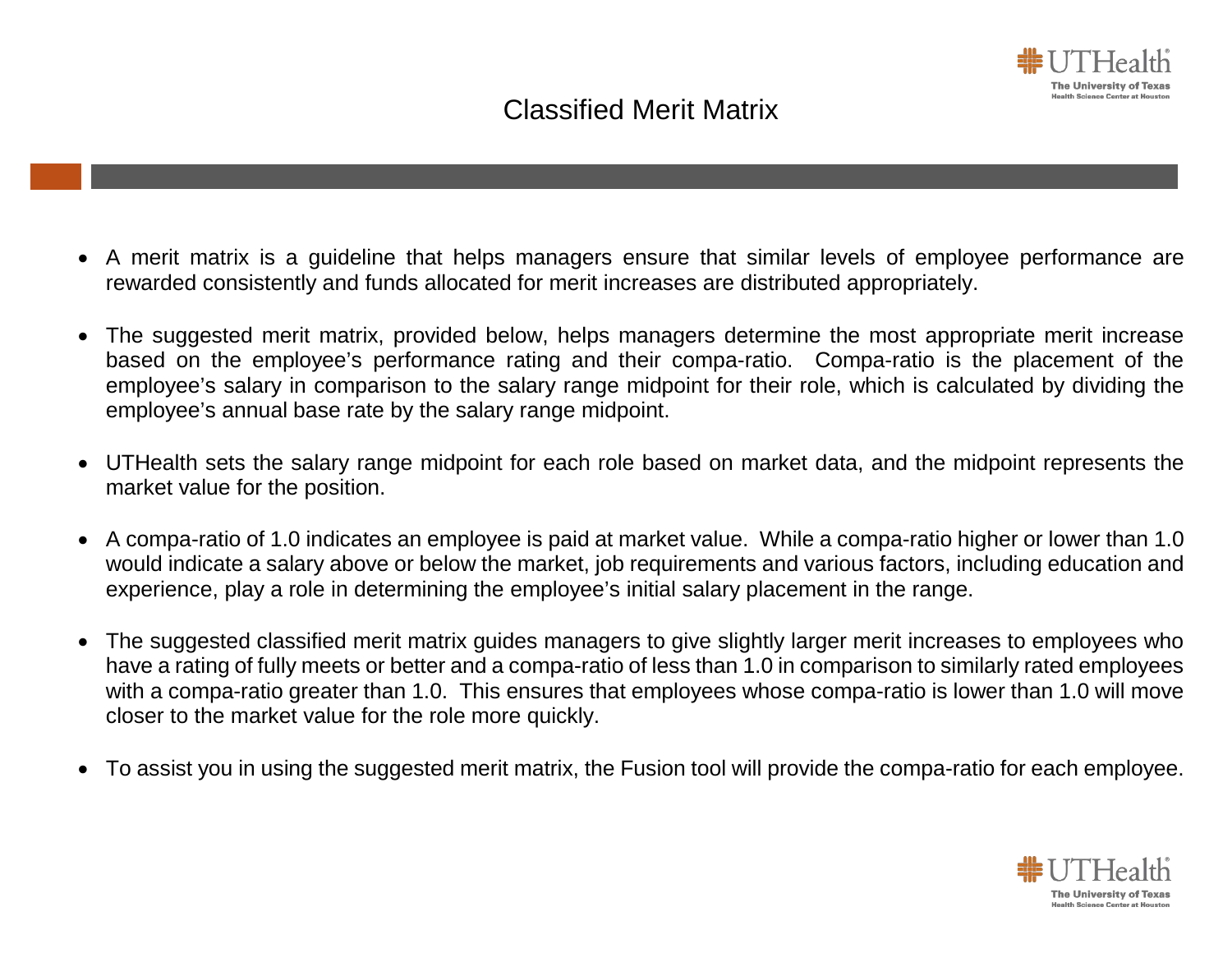# Classified Merit Matrix

- A merit matrix is a guideline that helps managers ensure that similar levels of employee performance are rewarded consistently and funds allocated for merit increases are distributed appropriately.

- The suggested merit matrix, provided below, helps managers determine the most appropriate merit increase based on the employee's performance rating and their compa-ratio. Compa-ratio is the placement of the employee's salary in comparison to the salary range midpoint for their role, which is calculated by dividing the employee's annual base rate by the salary range midpoint.

- UTHealth sets the salary range midpoint for each role based on market data, and the midpoint represents the market value for the position.

- A compa-ratio of 1.0 indicates an employee is paid at market value. While a compa-ratio higher or lower than 1.0 would indicate a salary above or below the market, job requirements and various factors, including education and experience, play a role in determining the employee's initial salary placement in the range.

- The suggested classified merit matrix guides managers to give slightly larger merit increases to employees who have a rating of fully meets or better and a compa-ratio of less than 1.0 in comparison to similarly rated employees with a compa-ratio greater than 1.0. This ensures that employees whose compa-ratio is lower than 1.0 will move closer to the market value for the role more quickly.

- To assist you in using the suggested merit matrix, the Fusion tool will provide the compa-ratio for each employee.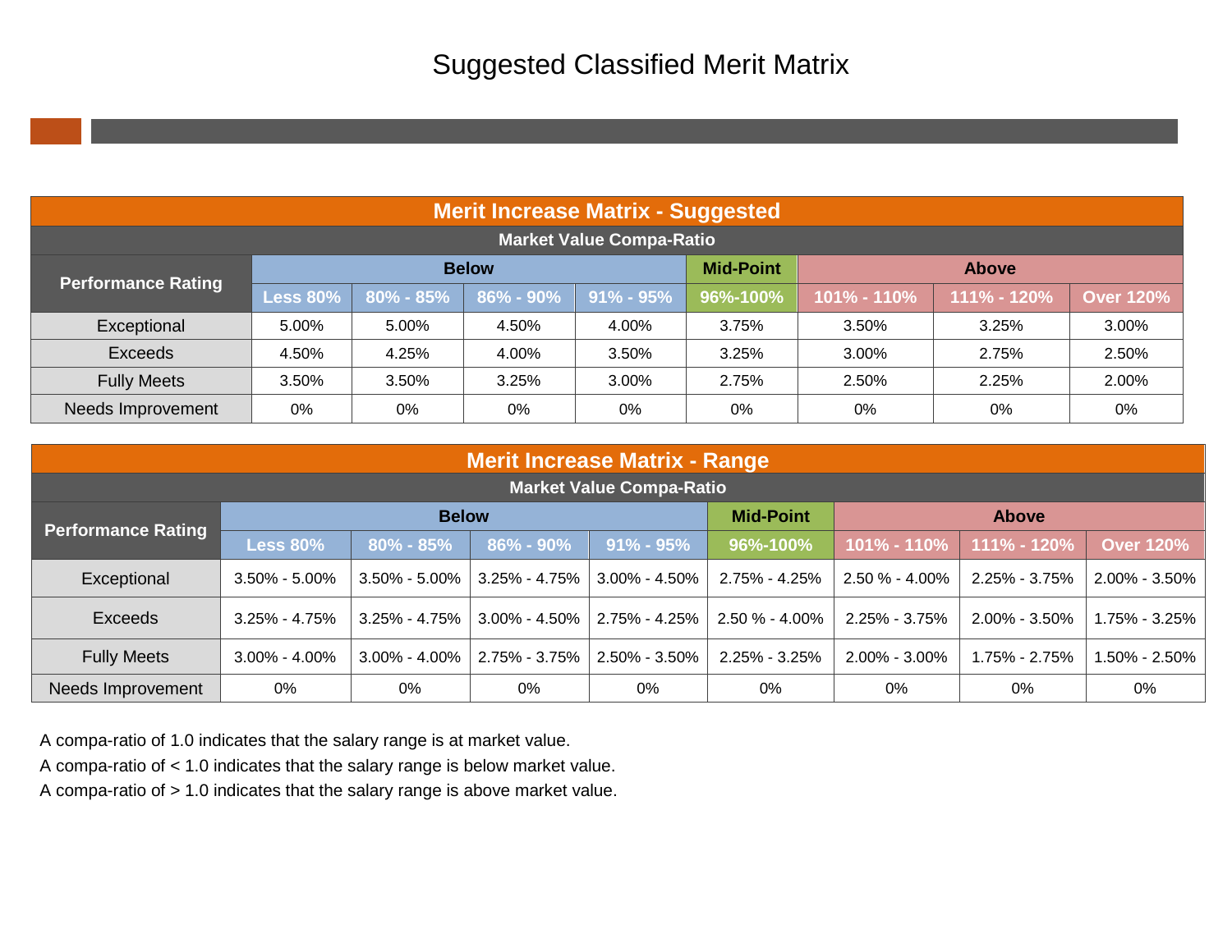# Suggested Classified Merit Matrix

| Merit Increase Matrix - Suggested | | | | | | | | |
|---|---|---|---|---|---|---|---|---|
| Market Value Compa-Ratio | | | | | | | | |
| Performance Rating | Below | | | | Mid-Point | Above | | |
| | Less 80% | 80% - 85% | 86% - 90% | 91% - 95% | 96%-100% | 101% - 110% | 111% - 120% | Over 120% |
| Exceptional | 5.00% | 5.00% | 4.50% | 4.00% | 3.75% | 3.50% | 3.25% | 3.00% |
| Exceeds | 4.50% | 4.25% | 4.00% | 3.50% | 3.25% | 3.00% | 2.75% | 2.50% |
| Fully Meets | 3.50% | 3.50% | 3.25% | 3.00% | 2.75% | 2.50% | 2.25% | 2.00% |
| Needs Improvement | 0% | 0% | 0% | 0% | 0% | 0% | 0% | 0% |

| Merit Increase Matrix - Range | | | | | | | | |
|---|---|---|---|---|---|---|---|---|
| Market Value Compa-Ratio | | | | | | | | |
| Performance Rating | Below | | | | Mid-Point | Above | | |
| | Less 80% | 80% - 85% | 86% - 90% | 91% - 95% | 96%-100% | 101% - 110% | 111% - 120% | Over 120% |
| Exceptional | 3.50% - 5.00% | 3.50% - 5.00% | 3.25% - 4.75% | 3.00% - 4.50% | 2.75% - 4.25% | 2.50 % - 4.00% | 2.25% - 3.75% | 2.00% - 3.50% |
| Exceeds | 3.25% - 4.75% | 3.25% - 4.75% | 3.00% - 4.50% | 2.75% - 4.25% | 2.50 % - 4.00% | 2.25% - 3.75% | 2.00% - 3.50% | 1.75% - 3.25% |
| Fully Meets | 3.00% - 4.00% | 3.00% - 4.00% | 2.75% - 3.75% | 2.50% - 3.50% | 2.25% - 3.25% | 2.00% - 3.00% | 1.75% - 2.75% | 1.50% - 2.50% |
| Needs Improvement | 0% | 0% | 0% | 0% | 0% | 0% | 0% | 0% |

A compa-ratio of 1.0 indicates that the salary range is at market value.

A compa-ratio of < 1.0 indicates that the salary range is below market value.

A compa-ratio of > 1.0 indicates that the salary range is above market value.